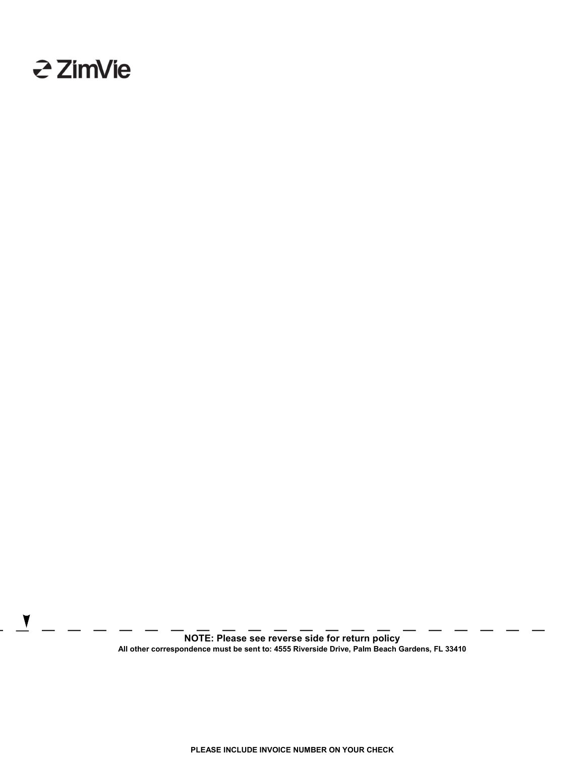ZimVie

**NOTE: Please see reverse side for return policy**

**All other correspondence must be sent to: 4555 Riverside Drive, Palm Beach Gardens, FL 33410**

**PLEASE INCLUDE INVOICE NUMBER ON YOUR CHECK**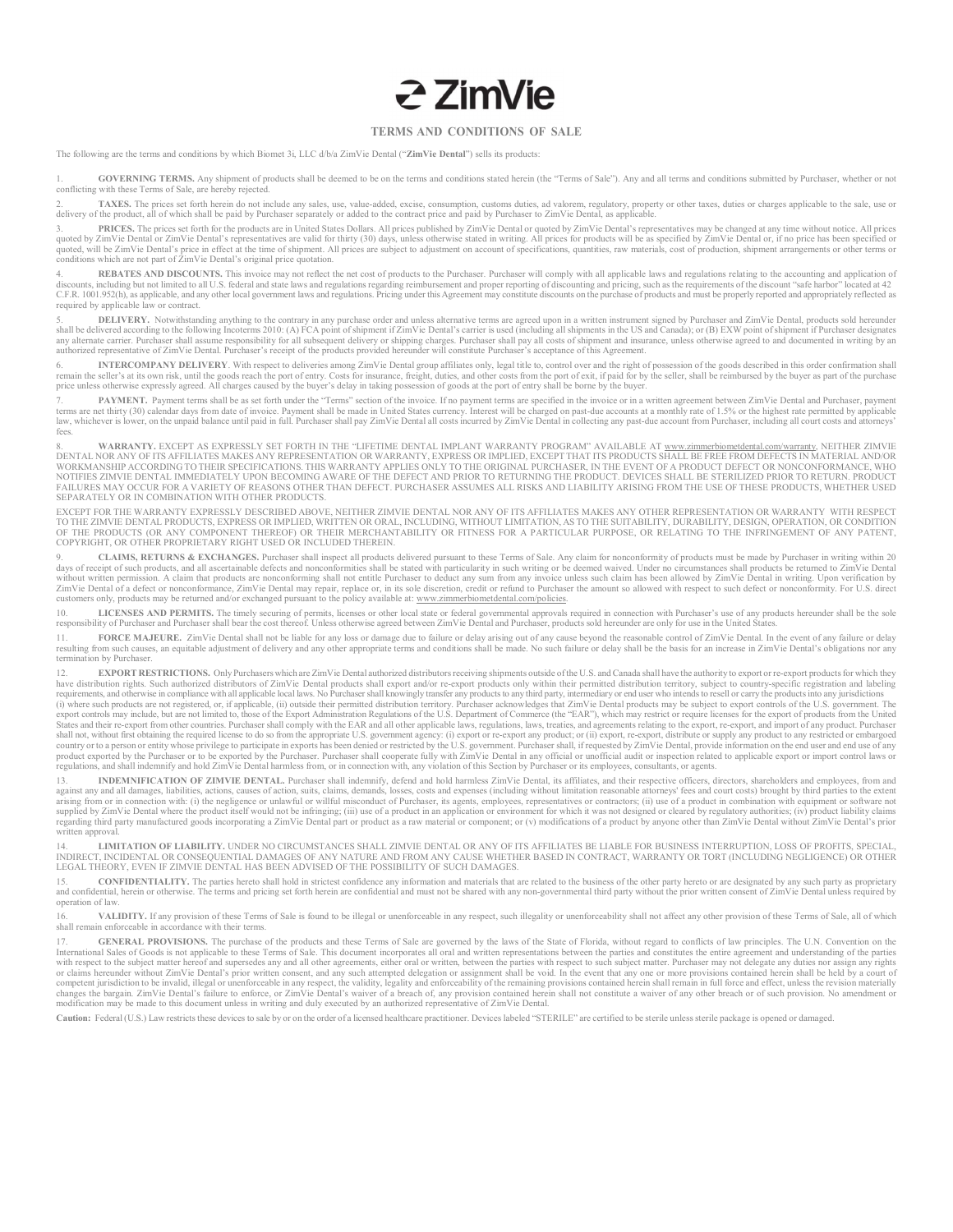# ZimVie

## TERMS AND CONDITIONS OF SALE

The following are the terms and conditions by which Biomet 3i, LLC d/b/a ZimVie Dental ("**ZimVie Dental**") sells its products:

1. **GOVERNING TERMS.** Any shipment of products shall be deemed to be on the terms and conditions stated herein (the "Terms of Sale"). Any and all terms and conditions submitted by Purchaser, whether or not conflicting with these Terms of Sale, are hereby rejected.

2. **TAXES.** The prices set forth herein do not include any sales, use, value-added, excise, consumption, customs duties, ad valorem, regulatory, property or other taxes, duties or charges applicable to the sale, use or delivery of the product, all of which shall be paid by Purchaser separately or added to the contract price and paid by Purchaser to ZimVie Dental, as applicable.

3. **PRICES.** The prices set forth for the products are in United States Dollars. All prices published by ZimVie Dental or quoted by ZimVie Dental's representatives may be changed at any time without notice. All prices quoted by ZimVie Dental or ZimVie Dental's representatives are valid for thirty (30) days, unless otherwise stated in writing. All prices for products will be as specified by ZimVie Dental or, if no price has been specified or quoted, will be ZimVie Dental's price in effect at the time of shipment. All prices are subject to adjustment on account of specifications, quantities, raw materials, cost of production, shipment arrangements or other terms or conditions which are not part of ZimVie Dental's original price quotation.

4. **REBATES AND DISCOUNTS.** This invoice may not reflect the net cost of products to the Purchaser. Purchaser will comply with all applicable laws and regulations relating to the accounting and application of discounts, including but not limited to all U.S. federal and state laws and regulations regarding reimbursement and proper reporting of discounting and pricing, such as the requirements of the discount "safe harbor" located at 42 C.F.R. 1001.952(h), as applicable, and any other local government laws and regulations. Pricing under this Agreement may constitute discounts on the purchase of products and must be properly reported and appropriately reflected as required by applicable law or contract.

5. **DELIVERY.** Notwithstanding anything to the contrary in any purchase order and unless alternative terms are agreed upon in a written instrument signed by Purchaser and ZimVie Dental, products sold hereunder shall be delivered according to the following Incoterms 2010: (A) FCA point of shipment if ZimVie Dental's carrier is used (including all shipments in the US and Canada); or (B) EXW point of shipment if Purchaser designates any alternate carrier. Purchaser shall assume responsibility for all subsequent delivery or shipping charges. Purchaser shall pay all costs of shipment and insurance, unless otherwise agreed to and documented in writing by an authorized representative of ZimVie Dental. Purchaser's receipt of the products provided hereunder will constitute Purchaser's acceptance of this Agreement.

6. **INTERCOMPANY DELIVERY**. With respect to deliveries among ZimVie Dental group affiliates only, legal title to, control over and the right of possession of the goods described in this order confirmation shall remain the seller's at its own risk, until the goods reach the port of entry. Costs for insurance, freight, duties, and other costs from the port of exit, if paid for by the seller, shall be reimbursed by the buyer as part of the purchase price unless otherwise expressly agreed. All charges caused by the buyer's delay in taking possession of goods at the port of entry shall be borne by the buyer.

7. **PAYMENT.** Payment terms shall be as set forth under the "Terms" section of the invoice. If no payment terms are specified in the invoice or in a written agreement between ZimVie Dental and Purchaser, payment terms are net thirty (30) calendar days from date of invoice. Payment shall be made in United States currency. Interest will be charged on past-due accounts at a monthly rate of 1.5% or the highest rate permitted by applicable law, whichever is lower, on the unpaid balance until paid in full. Purchaser shall pay ZimVie Dental all costs incurred by ZimVie Dental in collecting any past-due account from Purchaser, including all court costs and attorneys' fees.

8. **WARRANTY.** EXCEPT AS EXPRESSLY SET FORTH IN THE "LIFETIME DENTAL IMPLANT WARRANTY PROGRAM" AVAILABLE AT www.zimmerbiometdental.com/warranty, NEITHER ZIMVIE DENTAL NOR ANY OF ITS AFFILIATES MAKES ANY REPRESENTATION OR WARRANTY, EXPRESS OR IMPLIED, EXCEPT THAT ITS PRODUCTS SHALL BE FREE FROM DEFECTS IN MATERIAL AND/OR WORKMANSHIP ACCORDING TO THEIR SPECIFICATIONS. THIS WARRANTY APPLIES ONLY TO THE ORIGINAL PURCHASER, IN THE EVENT OF A PRODUCT DEFECT OR NONCONFORMANCE, WHO NOTIFIES ZIMVIE DENTAL IMMEDIATELY UPON BECOMING AWARE OF THE DEFECT AND PRIOR TO RETURNING THE PRODUCT. DEVICES SHALL BE STERILIZED PRIOR TO RETURN. PRODUCT FAILURES MAY OCCUR FOR A VARIETY OF REASONS OTHER THAN DEFECT. PURCHASER ASSUMES ALL RISKS AND LIABILITY ARISING FROM THE USE OF THESE PRODUCTS, WHETHER USED SEPARATELY OR IN COMBINATION WITH OTHER PRODUCTS.

EXCEPT FOR THE WARRANTY EXPRESSLY DESCRIBED ABOVE, NEITHER ZIMVIE DENTAL NOR ANY OF ITS AFFILIATES MAKES ANY OTHER REPRESENTATION OR WARRANTY WITH RESPECT TO THE ZIMVIE DENTAL PRODUCTS, EXPRESS OR IMPLIED, WRITTEN OR ORAL, INCLUDING, WITHOUT LIMITATION, AS TO THE SUITABILITY, DURABILITY, DESIGN, OPERATION, OR CONDITION OF THE PRODUCTS (OR ANY COMPONENT THEREOF) OR THEIR MERCHANTABILITY OR FITNESS FOR A PARTICULAR PURPOSE, OR RELATING TO THE INFRINGEMENT OF ANY PATENT, COPYRIGHT, OR OTHER PROPRIETARY RIGHT USED OR INCLUDED THEREIN.

9. **CLAIMS, RETURNS & EXCHANGES.** Purchaser shall inspect all products delivered pursuant to these Terms of Sale. Any claim for nonconformity of products must be made by Purchaser in writing within 20 days of receipt of such products, and all ascertainable defects and nonconformities shall be stated with particularity in such writing or be deemed waived. Under no circumstances shall products be returned to ZimVie Dental without written permission. A claim that products are nonconforming shall not entitle Purchaser to deduct any sum from any invoice unless such claim has been allowed by ZimVie Dental in writing. Upon verification by ZimVie Dental of a defect or nonconformance, ZimVie Dental may repair, replace or, in its sole discretion, credit or refund to Purchaser the amount so allowed with respect to such defect or nonconformity. For U.S. direct customers only, products may be returned and/or exchanged pursuant to the policy available at: www.zimmerbiometdental.com/policies.

10. **LICENSES AND PERMITS.** The timely securing of permits, licenses or other local state or federal governmental approvals required in connection with Purchaser's use of any products hereunder shall be the sole responsibility of Purchaser and Purchaser shall bear the cost thereof. Unless otherwise agreed between ZimVie Dental and Purchaser, products sold hereunder are only for use in the United States.

11. **FORCE MAJEURE.** ZimVie Dental shall not be liable for any loss or damage due to failure or delay arising out of any cause beyond the reasonable control of ZimVie Dental. In the event of any failure or delay resulting from such causes, an equitable adjustment of delivery and any other appropriate terms and conditions shall be made. No such failure or delay shall be the basis for an increase in ZimVie Dental's obligations nor any termination by Purchaser.

12. **EXPORT RESTRICTIONS.** Only Purchasers which are ZimVie Dental authorized distributors receiving shipments outside of the U.S. and Canada shall have the authority to export or re-export products for which they have distribution rights. Such authorized distributors of ZimVie Dental products shall export and/or re-export products only within their permitted distribution territory, subject to country-specific registration and labeling requirements, and otherwise in compliance with all applicable local laws. No Purchaser shall knowingly transfer any products to any third party, intermediary or end user who intends to resell or carry the products into any jurisdictions (i) where such products are not registered, or, if applicable, (ii) outside their permitted distribution territory. Purchaser acknowledges that ZimVie Dental products may be subject to export controls of the U.S. government. The export controls may include, but are not limited to, those of the Export Administration Regulations of the U.S. Department of Commerce (the "EAR"), which may restrict or require licenses for the export of products from the United States and their re-export from other countries. Purchaser shall comply with the EAR and all other applicable laws, regulations, laws, treaties, and agreements relating to the export, re-export, and import of any product. Purchaser shall not, without first obtaining the required license to do so from the appropriate U.S. government agency: (i) export or re-export any product; or (ii) export, re-export, distribute or supply any product to any restricted or embargoed country or to a person or entity whose privilege to participate in exports has been denied or restricted by the U.S. government. Purchaser shall, if requested by ZimVie Dental, provide information on the end user and end use of any product exported by the Purchaser or to be exported by the Purchaser. Purchaser shall cooperate fully with ZimVie Dental in any official or unofficial audit or inspection related to applicable export or import control laws or regulations, and shall indemnify and hold ZimVie Dental harmless from, or in connection with, any violation of this Section by Purchaser or its employees, consultants, or agents.

13. **INDEMNIFICATION OF ZIMVIE DENTAL.** Purchaser shall indemnify, defend and hold harmless ZimVie Dental, its affiliates, and their respective officers, directors, shareholders and employees, from and against any and all damages, liabilities, actions, causes of action, suits, claims, demands, losses, costs and expenses (including without limitation reasonable attorneys' fees and court costs) brought by third parties to the extent arising from or in connection with: (i) the negligence or unlawful or willful misconduct of Purchaser, its agents, employees, representatives or contractors; (ii) use of a product in combination with equipment or software not supplied by ZimVie Dental where the product itself would not be infringing; (iii) use of a product in an application or environment for which it was not designed or cleared by regulatory authorities; (iv) product liability claims regarding third party manufactured goods incorporating a ZimVie Dental part or product as a raw material or component; or (v) modifications of a product by anyone other than ZimVie Dental without ZimVie Dental's prior written approval.

14. **LIMITATION OF LIABILITY.** UNDER NO CIRCUMSTANCES SHALL ZIMVIE DENTAL OR ANY OF ITS AFFILIATES BE LIABLE FOR BUSINESS INTERRUPTION, LOSS OF PROFITS, SPECIAL, INDIRECT, INCIDENTAL OR CONSEQUENTIAL DAMAGES OF ANY NATURE AND FROM ANY CAUSE WHETHER BASED IN CONTRACT, WARRANTY OR TORT (INCLUDING NEGLIGENCE) OR OTHER LEGAL THEORY, EVEN IF ZIMVIE DENTAL HAS BEEN ADVISED OF THE POSSIBILITY OF SUCH DAMAGES.

15. **CONFIDENTIALITY.** The parties hereto shall hold in strictest confidence any information and materials that are related to the business of the other party hereto or are designated by any such party as proprietary and confidential, herein or otherwise. The terms and pricing set forth herein are confidential and must not be shared with any non-governmental third party without the prior written consent of ZimVie Dental unless required by operation of law.

16. **VALIDITY.** If any provision of these Terms of Sale is found to be illegal or unenforceable in any respect, such illegality or unenforceability shall not affect any other provision of these Terms of Sale, all of which shall remain enforceable in accordance with their terms.

17. **GENERAL PROVISIONS.** The purchase of the products and these Terms of Sale are governed by the laws of the State of Florida, without regard to conflicts of law principles. The U.N. Convention on the International Sales of Goods is not applicable to these Terms of Sale. This document incorporates all oral and written representations between the parties and constitutes the entire agreement and understanding of the parties with respect to the subject matter hereof and supersedes any and all other agreements, either oral or written, between the parties with respect to such subject matter. Purchaser may not delegate any duties nor assign any rights or claims hereunder without ZimVie Dental's prior written consent, and any such attempted delegation or assignment shall be void. In the event that any one or more provisions contained herein shall be held by a court of competent jurisdiction to be invalid, illegal or unenforceable in any respect, the validity, legality and enforceability of the remaining provisions contained herein shall remain in full force and effect, unless the revision materially changes the bargain. ZimVie Dental's failure to enforce, or ZimVie Dental's waiver of a breach of, any provision contained herein shall not constitute a waiver of any other breach or of such provision. No amendment or modification may be made to this document unless in writing and duly executed by an authorized representative of ZimVie Dental.

**Caution:** Federal (U.S.) Law restricts these devices to sale by or on the order of a licensed healthcare practitioner. Devices labeled "STERILE" are certified to be sterile unless sterile package is opened or damaged.